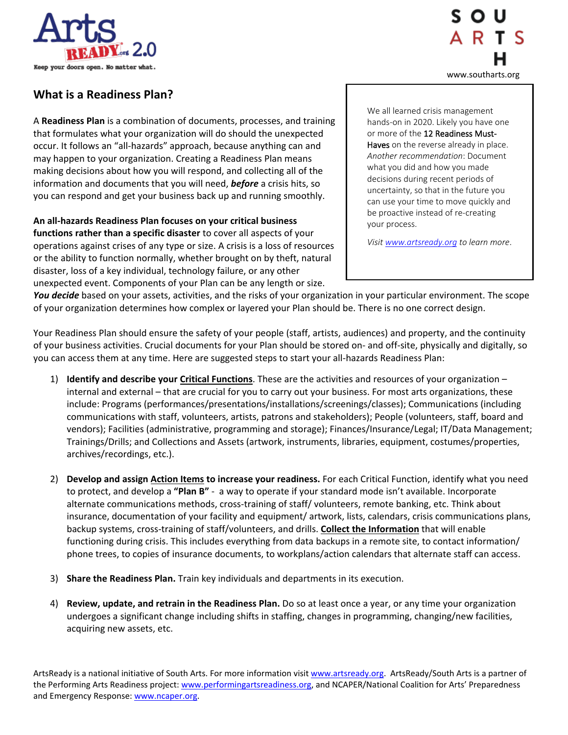# What is a Readiness Plan?

A **Readiness Plan** is a combination of documents, processes, and training that formulates what your organization will do should the unexpected occur. It follows an "all-hazards" approach, because anything can and may happen to your organization. Creating a Readiness Plan means making decisions about how you will respond, and collecting all of the information and documents that you will need, ***before*** a crisis hits, so you can respond and get your business back up and running smoothly.

> We all learned crisis management hands-on in 2020. Likely you have one or more of the 12 Readiness Must-Haves on the reverse already in place. *Another recommendation*: Document what you did and how you made decisions during recent periods of uncertainty, so that in the future you can use your time to move quickly and be proactive instead of re-creating your process.
>
> *Visit www.artsready.org to learn more.*

**An all-hazards Readiness Plan focuses on your critical business functions rather than a specific disaster** to cover all aspects of your operations against crises of any type or size. A crisis is a loss of resources or the ability to function normally, whether brought on by theft, natural disaster, loss of a key individual, technology failure, or any other unexpected event. Components of your Plan can be any length or size. ***You decide*** based on your assets, activities, and the risks of your organization in your particular environment. The scope of your organization determines how complex or layered your Plan should be. There is no one correct design.

Your Readiness Plan should ensure the safety of your people (staff, artists, audiences) and property, and the continuity of your business activities. Crucial documents for your Plan should be stored on- and off-site, physically and digitally, so you can access them at any time. Here are suggested steps to start your all-hazards Readiness Plan:

1) **Identify and describe your Critical Functions**. These are the activities and resources of your organization – internal and external – that are crucial for you to carry out your business. For most arts organizations, these include: Programs (performances/presentations/installations/screenings/classes); Communications (including communications with staff, volunteers, artists, patrons and stakeholders); People (volunteers, staff, board and vendors); Facilities (administrative, programming and storage); Finances/Insurance/Legal; IT/Data Management; Trainings/Drills; and Collections and Assets (artwork, instruments, libraries, equipment, costumes/properties, archives/recordings, etc.).

2) **Develop and assign Action Items to increase your readiness.** For each Critical Function, identify what you need to protect, and develop a **"Plan B"** - a way to operate if your standard mode isn't available. Incorporate alternate communications methods, cross-training of staff/ volunteers, remote banking, etc. Think about insurance, documentation of your facility and equipment/ artwork, lists, calendars, crisis communications plans, backup systems, cross-training of staff/volunteers, and drills. **Collect the Information** that will enable functioning during crisis. This includes everything from data backups in a remote site, to contact information/ phone trees, to copies of insurance documents, to workplans/action calendars that alternate staff can access.

3) **Share the Readiness Plan.** Train key individuals and departments in its execution.

4) **Review, update, and retrain in the Readiness Plan.** Do so at least once a year, or any time your organization undergoes a significant change including shifts in staffing, changes in programming, changing/new facilities, acquiring new assets, etc.

ArtsReady is a national initiative of South Arts. For more information visit www.artsready.org. ArtsReady/South Arts is a partner of the Performing Arts Readiness project: www.performingartsreadiness.org, and NCAPER/National Coalition for Arts' Preparedness and Emergency Response: www.ncaper.org.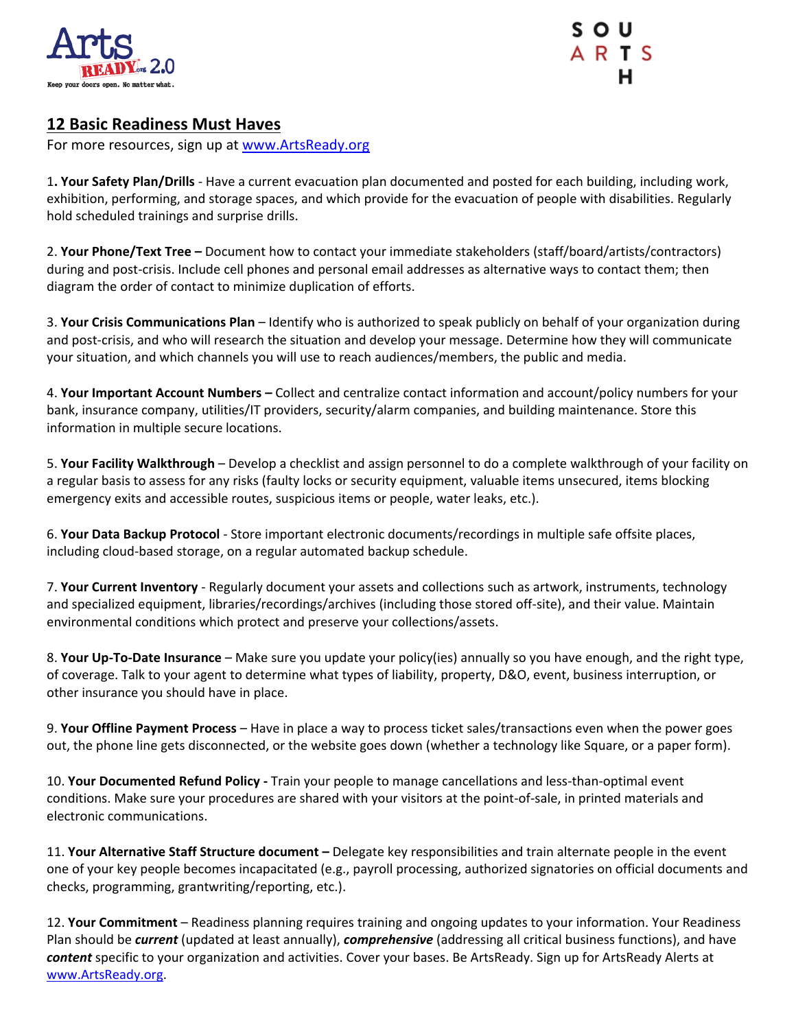## 12 Basic Readiness Must Haves

For more resources, sign up at [www.ArtsReady.org](http://www.ArtsReady.org)

1**. Your Safety Plan/Drills** - Have a current evacuation plan documented and posted for each building, including work, exhibition, performing, and storage spaces, and which provide for the evacuation of people with disabilities. Regularly hold scheduled trainings and surprise drills.

2. **Your Phone/Text Tree –** Document how to contact your immediate stakeholders (staff/board/artists/contractors) during and post-crisis. Include cell phones and personal email addresses as alternative ways to contact them; then diagram the order of contact to minimize duplication of efforts.

3. **Your Crisis Communications Plan** – Identify who is authorized to speak publicly on behalf of your organization during and post-crisis, and who will research the situation and develop your message. Determine how they will communicate your situation, and which channels you will use to reach audiences/members, the public and media.

4. **Your Important Account Numbers –** Collect and centralize contact information and account/policy numbers for your bank, insurance company, utilities/IT providers, security/alarm companies, and building maintenance. Store this information in multiple secure locations.

5. **Your Facility Walkthrough** – Develop a checklist and assign personnel to do a complete walkthrough of your facility on a regular basis to assess for any risks (faulty locks or security equipment, valuable items unsecured, items blocking emergency exits and accessible routes, suspicious items or people, water leaks, etc.).

6. **Your Data Backup Protocol** - Store important electronic documents/recordings in multiple safe offsite places, including cloud-based storage, on a regular automated backup schedule.

7. **Your Current Inventory** - Regularly document your assets and collections such as artwork, instruments, technology and specialized equipment, libraries/recordings/archives (including those stored off-site), and their value. Maintain environmental conditions which protect and preserve your collections/assets.

8. **Your Up-To-Date Insurance** – Make sure you update your policy(ies) annually so you have enough, and the right type, of coverage. Talk to your agent to determine what types of liability, property, D&O, event, business interruption, or other insurance you should have in place.

9. **Your Offline Payment Process** – Have in place a way to process ticket sales/transactions even when the power goes out, the phone line gets disconnected, or the website goes down (whether a technology like Square, or a paper form).

10. **Your Documented Refund Policy -** Train your people to manage cancellations and less-than-optimal event conditions. Make sure your procedures are shared with your visitors at the point-of-sale, in printed materials and electronic communications.

11. **Your Alternative Staff Structure document –** Delegate key responsibilities and train alternate people in the event one of your key people becomes incapacitated (e.g., payroll processing, authorized signatories on official documents and checks, programming, grantwriting/reporting, etc.).

12. **Your Commitment** – Readiness planning requires training and ongoing updates to your information. Your Readiness Plan should be ***current*** (updated at least annually), ***comprehensive*** (addressing all critical business functions), and have ***content*** specific to your organization and activities. Cover your bases. Be ArtsReady. Sign up for ArtsReady Alerts at [www.ArtsReady.org](http://www.ArtsReady.org).